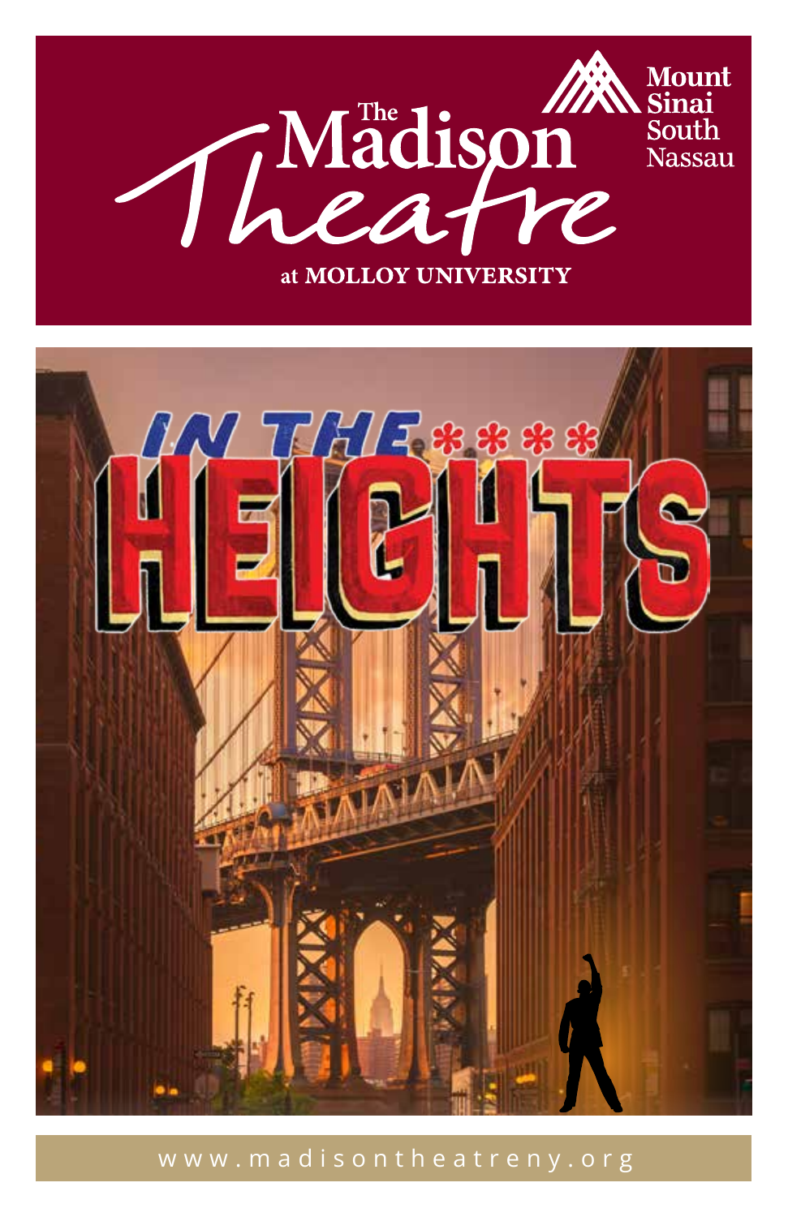# The Madison Theatre

at MOLLOY UNIVERSITY

Mount Sinai South Nassau

# IN THE HEIGHTS

www.madisontheatreny.org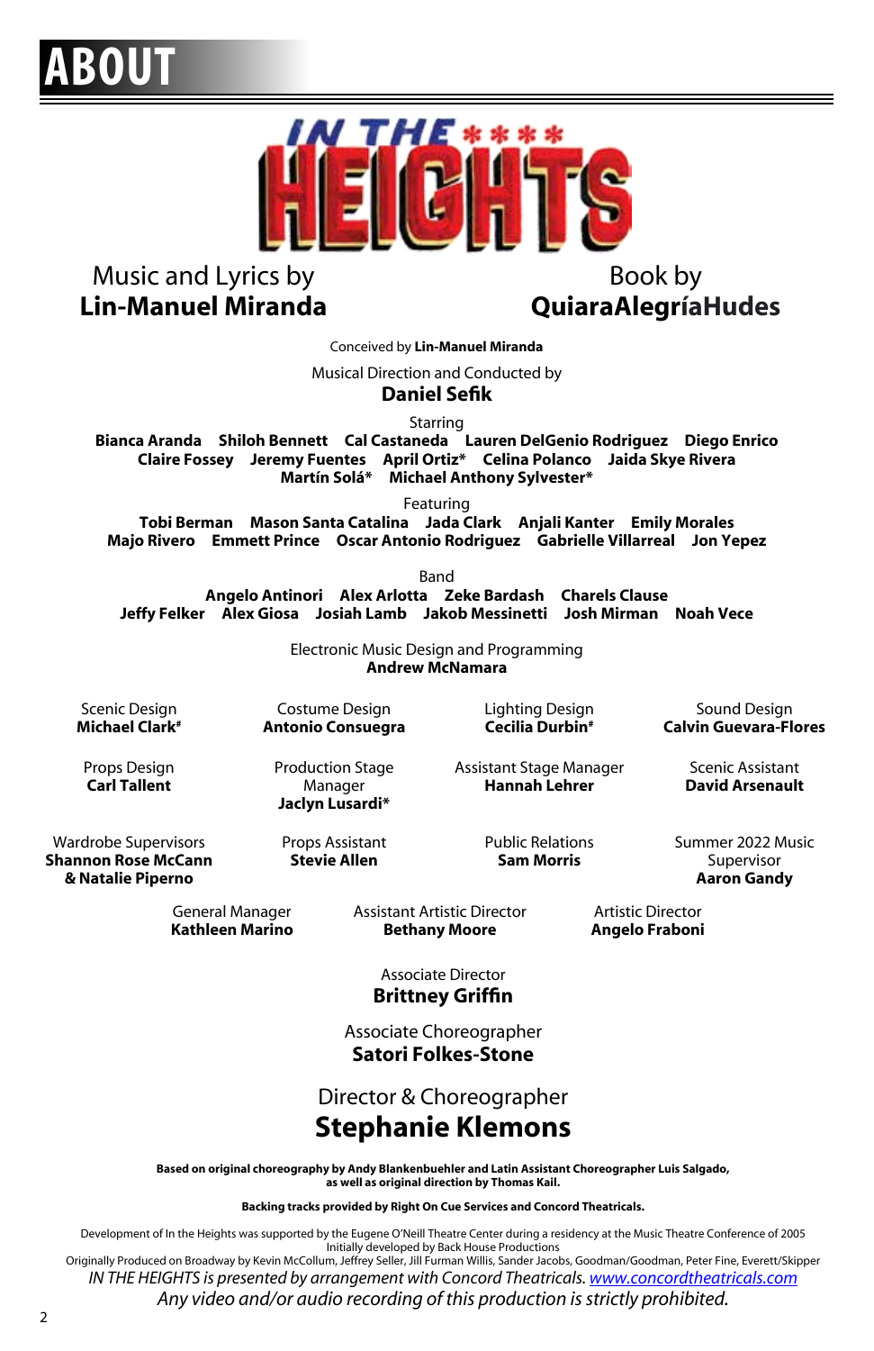# ABOUT

# IN THE HEIGHTS

Music and Lyrics by
**Lin-Manuel Miranda**

Book by
**QuiaraAlegríaHudes**

Conceived by **Lin-Manuel Miranda**

Musical Direction and Conducted by
**Daniel Sefik**

Starring
**Bianca Aranda Shiloh Bennett Cal Castaneda Lauren DelGenio Rodriguez Diego Enrico Claire Fossey Jeremy Fuentes April Ortiz* Celina Polanco Jaida Skye Rivera Martín Solá* Michael Anthony Sylvester***

Featuring
**Tobi Berman Mason Santa Catalina Jada Clark Anjali Kanter Emily Morales Majo Rivero Emmett Prince Oscar Antonio Rodriguez Gabrielle Villarreal Jon Yepez**

Band
**Angelo Antinori Alex Arlotta Zeke Bardash Charels Clause Jeffy Felker Alex Giosa Josiah Lamb Jakob Messinetti Josh Mirman Noah Vece**

Electronic Music Design and Programming
**Andrew McNamara**

Scenic Design
**Michael Clark#**

Costume Design
**Antonio Consuegra**

Lighting Design
**Cecilia Durbin#**

Sound Design
**Calvin Guevara-Flores**

Props Design
**Carl Tallent**

Production Stage Manager
**Jaclyn Lusardi***

Assistant Stage Manager
**Hannah Lehrer**

Scenic Assistant
**David Arsenault**

Wardrobe Supervisors
**Shannon Rose McCann & Natalie Piperno**

Props Assistant
**Stevie Allen**

Public Relations
**Sam Morris**

Summer 2022 Music Supervisor
**Aaron Gandy**

General Manager
**Kathleen Marino**

Assistant Artistic Director
**Bethany Moore**

Artistic Director
**Angelo Fraboni**

Associate Director
**Brittney Griffin**

Associate Choreographer
**Satori Folkes-Stone**

Director & Choreographer
**Stephanie Klemons**

**Based on original choreography by Andy Blankenbuehler and Latin Assistant Choreographer Luis Salgado, as well as original direction by Thomas Kail.**

**Backing tracks provided by Right On Cue Services and Concord Theatricals.**

Development of In the Heights was supported by the Eugene O'Neill Theatre Center during a residency at the Music Theatre Conference of 2005
Initially developed by Back House Productions
Originally Produced on Broadway by Kevin McCollum, Jeffrey Seller, Jill Furman Willis, Sander Jacobs, Goodman/Goodman, Peter Fine, Everett/Skipper

*IN THE HEIGHTS is presented by arrangement with Concord Theatricals. www.concordtheatricals.com*

*Any video and/or audio recording of this production is strictly prohibited.*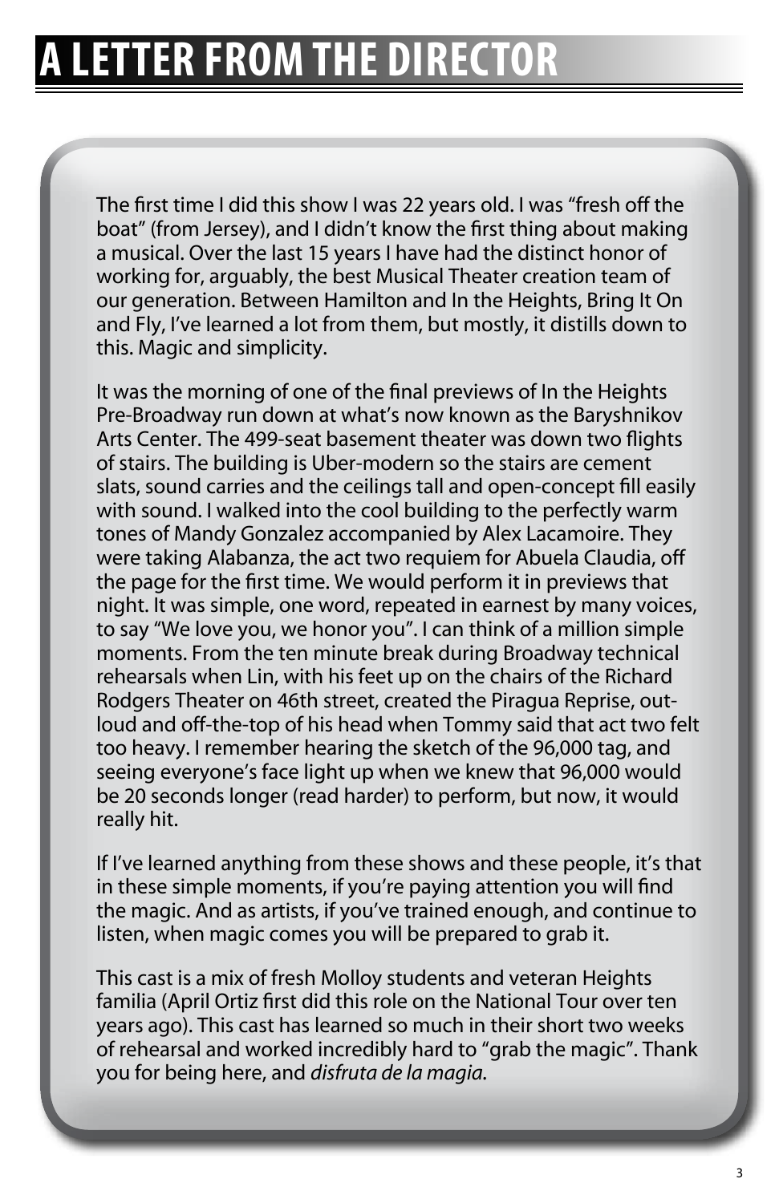# A LETTER FROM THE DIRECTOR

The first time I did this show I was 22 years old. I was "fresh off the boat" (from Jersey), and I didn't know the first thing about making a musical. Over the last 15 years I have had the distinct honor of working for, arguably, the best Musical Theater creation team of our generation. Between Hamilton and In the Heights, Bring It On and Fly, I've learned a lot from them, but mostly, it distills down to this. Magic and simplicity.

It was the morning of one of the final previews of In the Heights Pre-Broadway run down at what's now known as the Baryshnikov Arts Center. The 499-seat basement theater was down two flights of stairs. The building is Uber-modern so the stairs are cement slats, sound carries and the ceilings tall and open-concept fill easily with sound. I walked into the cool building to the perfectly warm tones of Mandy Gonzalez accompanied by Alex Lacamoire. They were taking Alabanza, the act two requiem for Abuela Claudia, off the page for the first time. We would perform it in previews that night. It was simple, one word, repeated in earnest by many voices, to say "We love you, we honor you". I can think of a million simple moments. From the ten minute break during Broadway technical rehearsals when Lin, with his feet up on the chairs of the Richard Rodgers Theater on 46th street, created the Piragua Reprise, out-loud and off-the-top of his head when Tommy said that act two felt too heavy. I remember hearing the sketch of the 96,000 tag, and seeing everyone's face light up when we knew that 96,000 would be 20 seconds longer (read harder) to perform, but now, it would really hit.

If I've learned anything from these shows and these people, it's that in these simple moments, if you're paying attention you will find the magic. And as artists, if you've trained enough, and continue to listen, when magic comes you will be prepared to grab it.

This cast is a mix of fresh Molloy students and veteran Heights familia (April Ortiz first did this role on the National Tour over ten years ago). This cast has learned so much in their short two weeks of rehearsal and worked incredibly hard to "grab the magic". Thank you for being here, and *disfruta de la magia.*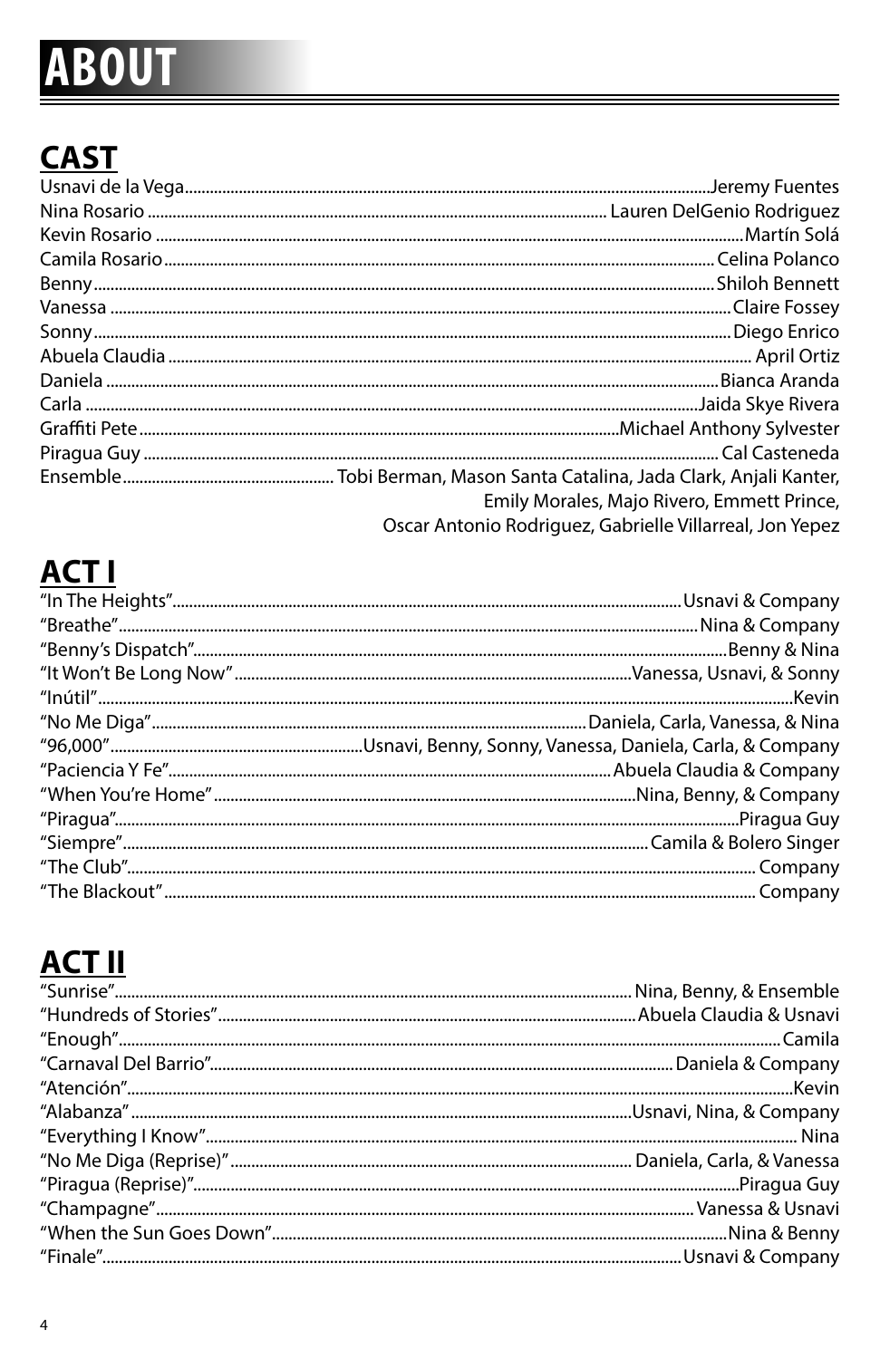# ABOUT

## CAST

| Role | Performer |
|---|---|
| Usnavi de la Vega | Jeremy Fuentes |
| Nina Rosario | Lauren DelGenio Rodriguez |
| Kevin Rosario | Martín Solá |
| Camila Rosario | Celina Polanco |
| Benny | Shiloh Bennett |
| Vanessa | Claire Fossey |
| Sonny | Diego Enrico |
| Abuela Claudia | April Ortiz |
| Daniela | Bianca Aranda |
| Carla | Jaida Skye Rivera |
| Graffiti Pete | Michael Anthony Sylvester |
| Piragua Guy | Cal Casteneda |
| Ensemble | Tobi Berman, Mason Santa Catalina, Jada Clark, Anjali Kanter, Emily Morales, Majo Rivero, Emmett Prince, Oscar Antonio Rodriguez, Gabrielle Villarreal, Jon Yepez |

## ACT I

| Song | Performers |
|---|---|
| "In The Heights" | Usnavi & Company |
| "Breathe" | Nina & Company |
| "Benny's Dispatch" | Benny & Nina |
| "It Won't Be Long Now" | Vanessa, Usnavi, & Sonny |
| "Inútil" | Kevin |
| "No Me Diga" | Daniela, Carla, Vanessa, & Nina |
| "96,000" | Usnavi, Benny, Sonny, Vanessa, Daniela, Carla, & Company |
| "Paciencia Y Fe" | Abuela Claudia & Company |
| "When You're Home" | Nina, Benny, & Company |
| "Piragua" | Piragua Guy |
| "Siempre" | Camila & Bolero Singer |
| "The Club" | Company |
| "The Blackout" | Company |

## ACT II

| Song | Performers |
|---|---|
| "Sunrise" | Nina, Benny, & Ensemble |
| "Hundreds of Stories" | Abuela Claudia & Usnavi |
| "Enough" | Camila |
| "Carnaval Del Barrio" | Daniela & Company |
| "Atención" | Kevin |
| "Alabanza" | Usnavi, Nina, & Company |
| "Everything I Know" | Nina |
| "No Me Diga (Reprise)" | Daniela, Carla, & Vanessa |
| "Piragua (Reprise)" | Piragua Guy |
| "Champagne" | Vanessa & Usnavi |
| "When the Sun Goes Down" | Nina & Benny |
| "Finale" | Usnavi & Company |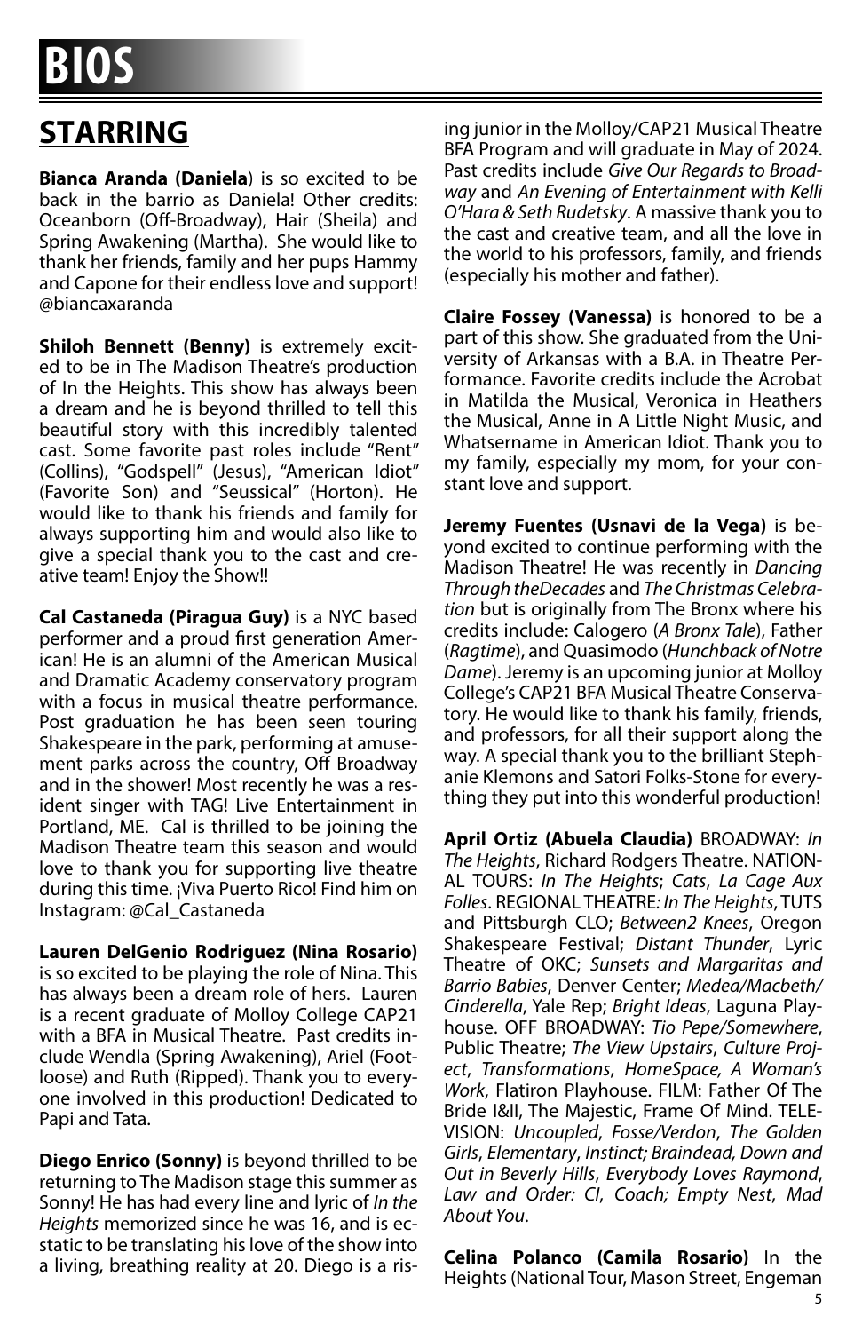# BIOS

## STARRING

**Bianca Aranda (Daniela**) is so excited to be back in the barrio as Daniela! Other credits: Oceanborn (Off-Broadway), Hair (Sheila) and Spring Awakening (Martha). She would like to thank her friends, family and her pups Hammy and Capone for their endless love and support! @biancaxaranda

**Shiloh Bennett (Benny)** is extremely excited to be in The Madison Theatre's production of In the Heights. This show has always been a dream and he is beyond thrilled to tell this beautiful story with this incredibly talented cast. Some favorite past roles include "Rent" (Collins), "Godspell" (Jesus), "American Idiot" (Favorite Son) and "Seussical" (Horton). He would like to thank his friends and family for always supporting him and would also like to give a special thank you to the cast and creative team! Enjoy the Show!!

**Cal Castaneda (Piragua Guy)** is a NYC based performer and a proud first generation American! He is an alumni of the American Musical and Dramatic Academy conservatory program with a focus in musical theatre performance. Post graduation he has been seen touring Shakespeare in the park, performing at amusement parks across the country, Off Broadway and in the shower! Most recently he was a resident singer with TAG! Live Entertainment in Portland, ME. Cal is thrilled to be joining the Madison Theatre team this season and would love to thank you for supporting live theatre during this time. ¡Viva Puerto Rico! Find him on Instagram: @Cal_Castaneda

**Lauren DelGenio Rodriguez (Nina Rosario)** is so excited to be playing the role of Nina. This has always been a dream role of hers. Lauren is a recent graduate of Molloy College CAP21 with a BFA in Musical Theatre. Past credits include Wendla (Spring Awakening), Ariel (Footloose) and Ruth (Ripped). Thank you to everyone involved in this production! Dedicated to Papi and Tata.

**Diego Enrico (Sonny)** is beyond thrilled to be returning to The Madison stage this summer as Sonny! He has had every line and lyric of *In the Heights* memorized since he was 16, and is ecstatic to be translating his love of the show into a living, breathing reality at 20. Diego is a rising junior in the Molloy/CAP21 Musical Theatre BFA Program and will graduate in May of 2024. Past credits include *Give Our Regards to Broadway* and *An Evening of Entertainment with Kelli O'Hara & Seth Rudetsky*. A massive thank you to the cast and creative team, and all the love in the world to his professors, family, and friends (especially his mother and father).

**Claire Fossey (Vanessa)** is honored to be a part of this show. She graduated from the University of Arkansas with a B.A. in Theatre Performance. Favorite credits include the Acrobat in Matilda the Musical, Veronica in Heathers the Musical, Anne in A Little Night Music, and Whatsername in American Idiot. Thank you to my family, especially my mom, for your constant love and support.

**Jeremy Fuentes (Usnavi de la Vega)** is beyond excited to continue performing with the Madison Theatre! He was recently in *Dancing Through theDecades* and *The Christmas Celebration* but is originally from The Bronx where his credits include: Calogero (*A Bronx Tale*), Father (*Ragtime*), and Quasimodo (*Hunchback of Notre Dame*). Jeremy is an upcoming junior at Molloy College's CAP21 BFA Musical Theatre Conservatory. He would like to thank his family, friends, and professors, for all their support along the way. A special thank you to the brilliant Stephanie Klemons and Satori Folks-Stone for everything they put into this wonderful production!

**April Ortiz (Abuela Claudia)** BROADWAY: *In The Heights*, Richard Rodgers Theatre. NATIONAL TOURS: *In The Heights*; *Cats*, *La Cage Aux Folles*. REGIONAL THEATRE*: In The Heights*, TUTS and Pittsburgh CLO; *Between2 Knees*, Oregon Shakespeare Festival; *Distant Thunder*, Lyric Theatre of OKC; *Sunsets and Margaritas and Barrio Babies*, Denver Center; *Medea/Macbeth/ Cinderella*, Yale Rep; *Bright Ideas*, Laguna Playhouse. OFF BROADWAY: *Tio Pepe/Somewhere*, Public Theatre; *The View Upstairs*, *Culture Project*, *Transformations*, *HomeSpace, A Woman's Work*, Flatiron Playhouse. FILM: Father Of The Bride I&II, The Majestic, Frame Of Mind. TELEVISION: *Uncoupled*, *Fosse/Verdon*, *The Golden Girls*, *Elementary*, *Instinct; Braindead, Down and Out in Beverly Hills*, *Everybody Loves Raymond*, *Law and Order: CI*, *Coach; Empty Nest*, *Mad About You*.

**Celina Polanco (Camila Rosario)** In the Heights (National Tour, Mason Street, Engeman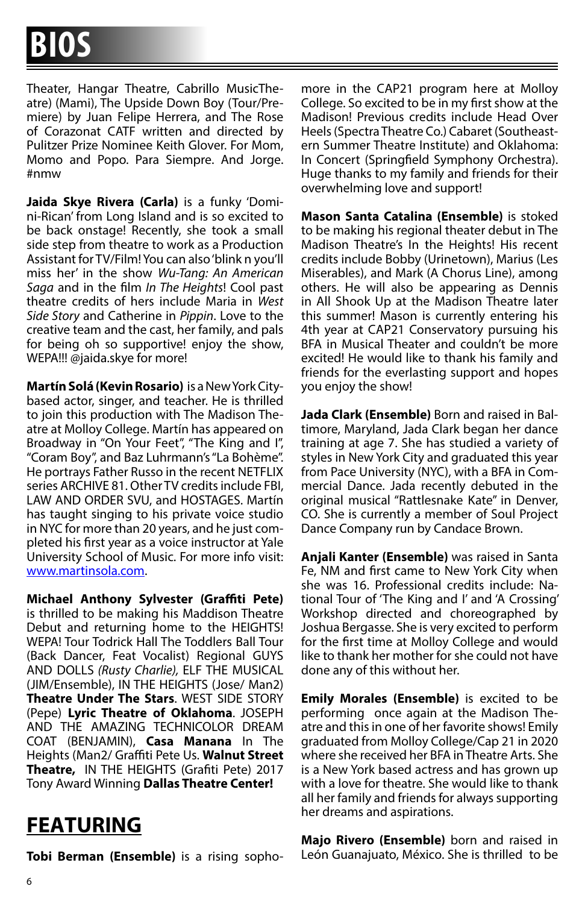# BIOS

Theater, Hangar Theatre, Cabrillo MusicTheatre) (Mami), The Upside Down Boy (Tour/Premiere) by Juan Felipe Herrera, and The Rose of Corazonat CATF written and directed by Pulitzer Prize Nominee Keith Glover. For Mom, Momo and Popo. Para Siempre. And Jorge. #nmw

**Jaida Skye Rivera (Carla)** is a funky 'Domini-Rican' from Long Island and is so excited to be back onstage! Recently, she took a small side step from theatre to work as a Production Assistant for TV/Film! You can also 'blink n you'll miss her' in the show *Wu-Tang: An American Saga* and in the film *In The Heights*! Cool past theatre credits of hers include Maria in *West Side Story* and Catherine in *Pippin*. Love to the creative team and the cast, her family, and pals for being oh so supportive! enjoy the show, WEPA!!! @jaida.skye for more!

**Martín Solá (Kevin Rosario)** is a New York City-based actor, singer, and teacher. He is thrilled to join this production with The Madison Theatre at Molloy College. Martín has appeared on Broadway in "On Your Feet", "The King and I", "Coram Boy", and Baz Luhrmann's "La Bohème". He portrays Father Russo in the recent NETFLIX series ARCHIVE 81. Other TV credits include FBI, LAW AND ORDER SVU, and HOSTAGES. Martín has taught singing to his private voice studio in NYC for more than 20 years, and he just completed his first year as a voice instructor at Yale University School of Music. For more info visit: www.martinsola.com.

**Michael Anthony Sylvester (Graffiti Pete)** is thrilled to be making his Maddison Theatre Debut and returning home to the HEIGHTS! WEPA! Tour Todrick Hall The Toddlers Ball Tour (Back Dancer, Feat Vocalist) Regional GUYS AND DOLLS *(Rusty Charlie),* ELF THE MUSICAL (JIM/Ensemble), IN THE HEIGHTS (Jose/ Man2) **Theatre Under The Stars**. WEST SIDE STORY (Pepe) **Lyric Theatre of Oklahoma**. JOSEPH AND THE AMAZING TECHNICOLOR DREAM COAT (BENJAMIN), **Casa Manana** In The Heights (Man2/ Graffiti Pete Us. **Walnut Street Theatre,** IN THE HEIGHTS (Grafiti Pete) 2017 Tony Award Winning **Dallas Theatre Center!**

## FEATURING

**Tobi Berman (Ensemble)** is a rising sophomore in the CAP21 program here at Molloy College. So excited to be in my first show at the Madison! Previous credits include Head Over Heels (Spectra Theatre Co.) Cabaret (Southeastern Summer Theatre Institute) and Oklahoma: In Concert (Springfield Symphony Orchestra). Huge thanks to my family and friends for their overwhelming love and support!

**Mason Santa Catalina (Ensemble)** is stoked to be making his regional theater debut in The Madison Theatre's In the Heights! His recent credits include Bobby (Urinetown), Marius (Les Miserables), and Mark (A Chorus Line), among others. He will also be appearing as Dennis in All Shook Up at the Madison Theatre later this summer! Mason is currently entering his 4th year at CAP21 Conservatory pursuing his BFA in Musical Theater and couldn't be more excited! He would like to thank his family and friends for the everlasting support and hopes you enjoy the show!

**Jada Clark (Ensemble)** Born and raised in Baltimore, Maryland, Jada Clark began her dance training at age 7. She has studied a variety of styles in New York City and graduated this year from Pace University (NYC), with a BFA in Commercial Dance. Jada recently debuted in the original musical "Rattlesnake Kate" in Denver, CO. She is currently a member of Soul Project Dance Company run by Candace Brown.

**Anjali Kanter (Ensemble)** was raised in Santa Fe, NM and first came to New York City when she was 16. Professional credits include: National Tour of 'The King and I' and 'A Crossing' Workshop directed and choreographed by Joshua Bergasse. She is very excited to perform for the first time at Molloy College and would like to thank her mother for she could not have done any of this without her.

**Emily Morales (Ensemble)** is excited to be performing once again at the Madison Theatre and this in one of her favorite shows! Emily graduated from Molloy College/Cap 21 in 2020 where she received her BFA in Theatre Arts. She is a New York based actress and has grown up with a love for theatre. She would like to thank all her family and friends for always supporting her dreams and aspirations.

**Majo Rivero (Ensemble)** born and raised in León Guanajuato, México. She is thrilled to be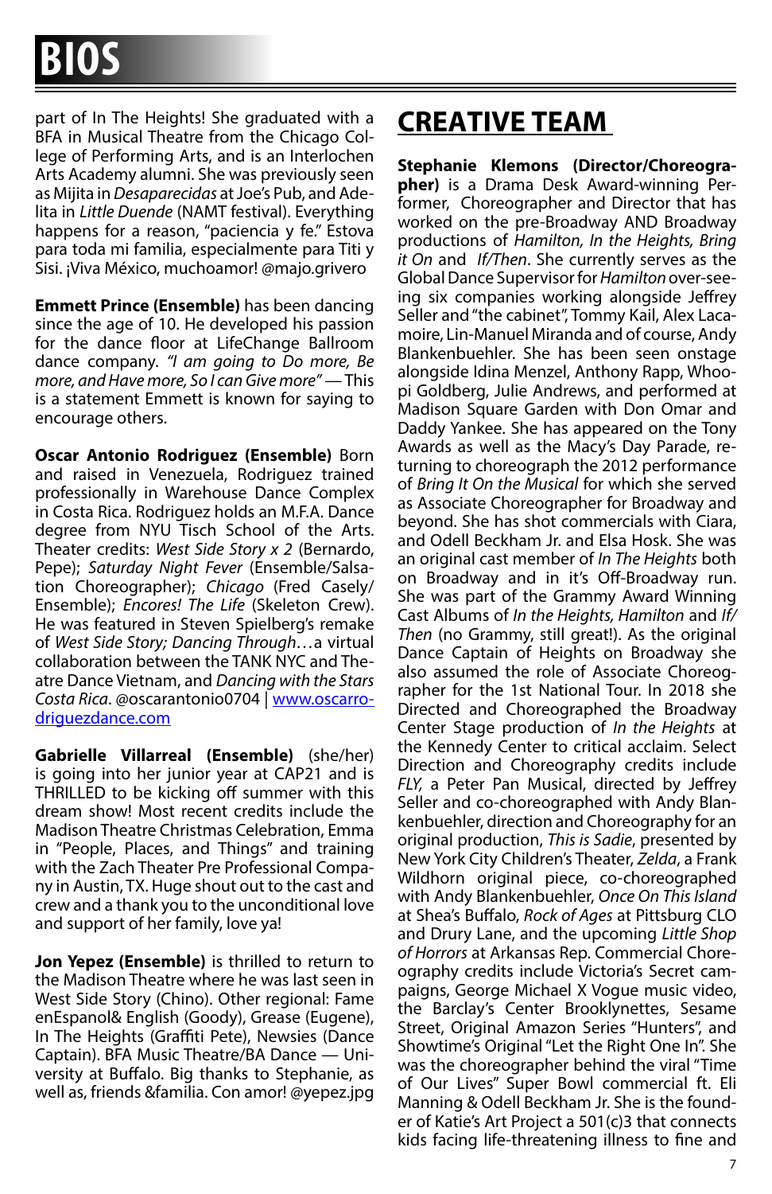part of In The Heights! She graduated with a BFA in Musical Theatre from the Chicago College of Performing Arts, and is an Interlochen Arts Academy alumni. She was previously seen as Mijita in *Desaparecidas* at Joe's Pub, and Adelita in *Little Duende* (NAMT festival). Everything happens for a reason, "paciencia y fe." Estova para toda mi familia, especialmente para Titi y Sisi. ¡Viva México, muchoamor! @majo.grivero

**Emmett Prince (Ensemble)** has been dancing since the age of 10. He developed his passion for the dance floor at LifeChange Ballroom dance company. *"I am going to Do more, Be more, and Have more, So I can Give more"* — This is a statement Emmett is known for saying to encourage others.

**Oscar Antonio Rodriguez (Ensemble)** Born and raised in Venezuela, Rodriguez trained professionally in Warehouse Dance Complex in Costa Rica. Rodriguez holds an M.F.A. Dance degree from NYU Tisch School of the Arts. Theater credits: *West Side Story x 2* (Bernardo, Pepe); *Saturday Night Fever* (Ensemble/Salsa-tion Choreographer); *Chicago* (Fred Casely/Ensemble); *Encores! The Life* (Skeleton Crew). He was featured in Steven Spielberg's remake of *West Side Story; Dancing Through*…a virtual collaboration between the TANK NYC and Theatre Dance Vietnam, and *Dancing with the Stars Costa Rica*. @oscarantonio0704 | www.oscarrodriguezdance.com

**Gabrielle Villarreal (Ensemble)** (she/her) is going into her junior year at CAP21 and is THRILLED to be kicking off summer with this dream show! Most recent credits include the Madison Theatre Christmas Celebration, Emma in "People, Places, and Things" and training with the Zach Theater Pre Professional Company in Austin, TX. Huge shout out to the cast and crew and a thank you to the unconditional love and support of her family, love ya!

**Jon Yepez (Ensemble)** is thrilled to return to the Madison Theatre where he was last seen in West Side Story (Chino). Other regional: Fame enEspanol& English (Goody), Grease (Eugene), In The Heights (Graffiti Pete), Newsies (Dance Captain). BFA Music Theatre/BA Dance — University at Buffalo. Big thanks to Stephanie, as well as, friends &familia. Con amor! @yepez.jpg

# CREATIVE TEAM

**Stephanie Klemons (Director/Choreographer)** is a Drama Desk Award-winning Performer, Choreographer and Director that has worked on the pre-Broadway AND Broadway productions of *Hamilton, In the Heights, Bring it On* and *If/Then*. She currently serves as the Global Dance Supervisor for *Hamilton* over-seeing six companies working alongside Jeffrey Seller and "the cabinet", Tommy Kail, Alex Lacamoire, Lin-Manuel Miranda and of course, Andy Blankenbuehler. She has been seen onstage alongside Idina Menzel, Anthony Rapp, Whoopi Goldberg, Julie Andrews, and performed at Madison Square Garden with Don Omar and Daddy Yankee. She has appeared on the Tony Awards as well as the Macy's Day Parade, returning to choreograph the 2012 performance of *Bring It On the Musical* for which she served as Associate Choreographer for Broadway and beyond. She has shot commercials with Ciara, and Odell Beckham Jr. and Elsa Hosk. She was an original cast member of *In The Heights* both on Broadway and in it's Off-Broadway run. She was part of the Grammy Award Winning Cast Albums of *In the Heights, Hamilton* and *If/Then* (no Grammy, still great!). As the original Dance Captain of Heights on Broadway she also assumed the role of Associate Choreographer for the 1st National Tour. In 2018 she Directed and Choreographed the Broadway Center Stage production of *In the Heights* at the Kennedy Center to critical acclaim. Select Direction and Choreography credits include *FLY,* a Peter Pan Musical, directed by Jeffrey Seller and co-choreographed with Andy Blankenbuehler, direction and Choreography for an original production, *This is Sadie*, presented by New York City Children's Theater, *Zelda*, a Frank Wildhorn original piece, co-choreographed with Andy Blankenbuehler, *Once On This Island* at Shea's Buffalo, *Rock of Ages* at Pittsburg CLO and Drury Lane, and the upcoming *Little Shop of Horrors* at Arkansas Rep. Commercial Choreography credits include Victoria's Secret campaigns, George Michael X Vogue music video, the Barclay's Center Brooklynettes, Sesame Street, Original Amazon Series "Hunters", and Showtime's Original "Let the Right One In". She was the choreographer behind the viral "Time of Our Lives" Super Bowl commercial ft. Eli Manning & Odell Beckham Jr. She is the founder of Katie's Art Project a 501(c)3 that connects kids facing life-threatening illness to fine and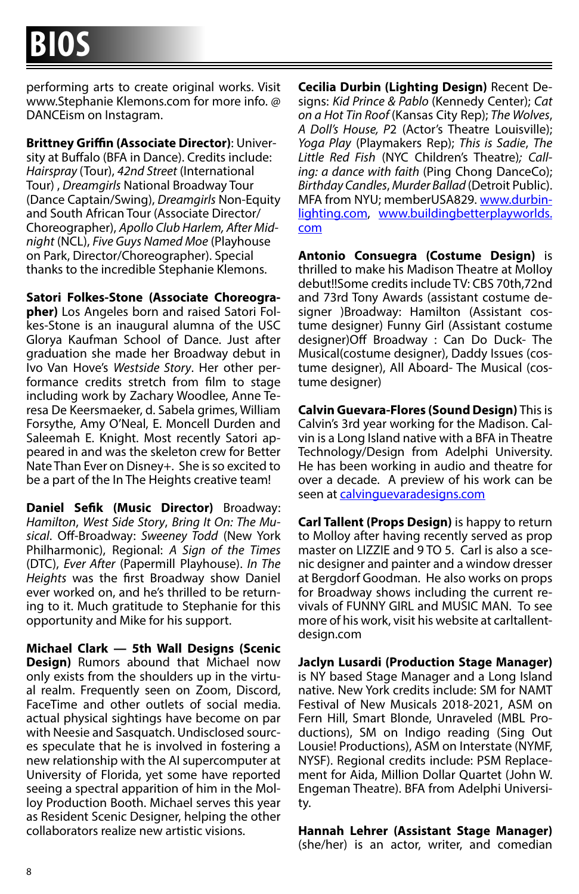# BIOS

performing arts to create original works. Visit www.Stephanie Klemons.com for more info. @ DANCEism on Instagram.

**Brittney Griffin (Associate Director)**: University at Buffalo (BFA in Dance). Credits include: *Hairspray* (Tour), *42nd Street* (International Tour) , *Dreamgirls* National Broadway Tour (Dance Captain/Swing), *Dreamgirls* Non-Equity and South African Tour (Associate Director/ Choreographer), *Apollo Club Harlem, After Midnight* (NCL), *Five Guys Named Moe* (Playhouse on Park, Director/Choreographer). Special thanks to the incredible Stephanie Klemons.

**Satori Folkes-Stone (Associate Choreographer)** Los Angeles born and raised Satori Folkes-Stone is an inaugural alumna of the USC Glorya Kaufman School of Dance. Just after graduation she made her Broadway debut in Ivo Van Hove's *Westside Story*. Her other performance credits stretch from film to stage including work by Zachary Woodlee, Anne Teresa De Keersmaeker, d. Sabela grimes, William Forsythe, Amy O'Neal, E. Moncell Durden and Saleemah E. Knight. Most recently Satori appeared in and was the skeleton crew for Better Nate Than Ever on Disney+. She is so excited to be a part of the In The Heights creative team!

**Daniel Sefik (Music Director)** Broadway: *Hamilton*, *West Side Story*, *Bring It On: The Musical*. Off-Broadway: *Sweeney Todd* (New York Philharmonic), Regional: *A Sign of the Times* (DTC), *Ever After* (Papermill Playhouse). *In The Heights* was the first Broadway show Daniel ever worked on, and he's thrilled to be returning to it. Much gratitude to Stephanie for this opportunity and Mike for his support.

**Michael Clark — 5th Wall Designs (Scenic Design)** Rumors abound that Michael now only exists from the shoulders up in the virtual realm. Frequently seen on Zoom, Discord, FaceTime and other outlets of social media. actual physical sightings have become on par with Neesie and Sasquatch. Undisclosed sources speculate that he is involved in fostering a new relationship with the AI supercomputer at University of Florida, yet some have reported seeing a spectral apparition of him in the Molloy Production Booth. Michael serves this year as Resident Scenic Designer, helping the other collaborators realize new artistic visions.

**Cecilia Durbin (Lighting Design)** Recent Designs: *Kid Prince & Pablo* (Kennedy Center); *Cat on a Hot Tin Roof* (Kansas City Rep); *The Wolves*, *A Doll's House, P2* (Actor's Theatre Louisville); *Yoga Play* (Playmakers Rep); *This is Sadie*, *The Little Red Fish* (NYC Children's Theatre)*; Calling: a dance with faith* (Ping Chong DanceCo); *Birthday Candles*, *Murder Ballad* (Detroit Public). MFA from NYU; memberUSA829. www.durbinlighting.com, www.buildingbetterplayworlds.com

**Antonio Consuegra (Costume Design)** is thrilled to make his Madison Theatre at Molloy debut!!Some credits include TV: CBS 70th,72nd and 73rd Tony Awards (assistant costume designer )Broadway: Hamilton (Assistant costume designer) Funny Girl (Assistant costume designer)Off Broadway : Can Do Duck- The Musical(costume designer), Daddy Issues (costume designer), All Aboard- The Musical (costume designer)

**Calvin Guevara-Flores (Sound Design)** This is Calvin's 3rd year working for the Madison. Calvin is a Long Island native with a BFA in Theatre Technology/Design from Adelphi University. He has been working in audio and theatre for over a decade. A preview of his work can be seen at calvinguevaradesigns.com

**Carl Tallent (Props Design)** is happy to return to Molloy after having recently served as prop master on LIZZIE and 9 TO 5. Carl is also a scenic designer and painter and a window dresser at Bergdorf Goodman. He also works on props for Broadway shows including the current revivals of FUNNY GIRL and MUSIC MAN. To see more of his work, visit his website at carltallentdesign.com

**Jaclyn Lusardi (Production Stage Manager)** is NY based Stage Manager and a Long Island native. New York credits include: SM for NAMT Festival of New Musicals 2018-2021, ASM on Fern Hill, Smart Blonde, Unraveled (MBL Productions), SM on Indigo reading (Sing Out Lousie! Productions), ASM on Interstate (NYMF, NYSF). Regional credits include: PSM Replacement for Aida, Million Dollar Quartet (John W. Engeman Theatre). BFA from Adelphi University.

**Hannah Lehrer (Assistant Stage Manager)** (she/her) is an actor, writer, and comedian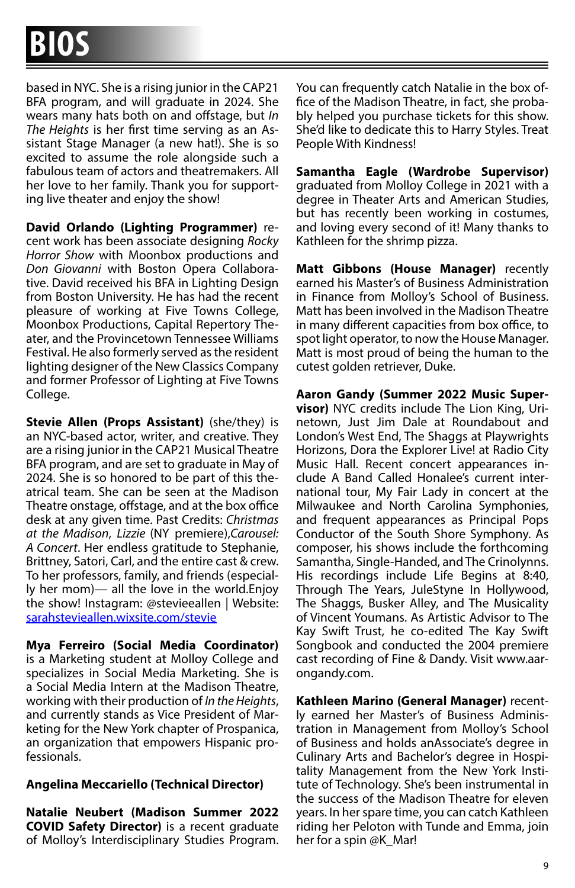# BIOS

based in NYC. She is a rising junior in the CAP21 BFA program, and will graduate in 2024. She wears many hats both on and offstage, but *In The Heights* is her first time serving as an Assistant Stage Manager (a new hat!). She is so excited to assume the role alongside such a fabulous team of actors and theatremakers. All her love to her family. Thank you for supporting live theater and enjoy the show!

**David Orlando (Lighting Programmer)** recent work has been associate designing *Rocky Horror Show* with Moonbox productions and *Don Giovanni* with Boston Opera Collaborative. David received his BFA in Lighting Design from Boston University. He has had the recent pleasure of working at Five Towns College, Moonbox Productions, Capital Repertory Theater, and the Provincetown Tennessee Williams Festival. He also formerly served as the resident lighting designer of the New Classics Company and former Professor of Lighting at Five Towns College.

**Stevie Allen (Props Assistant)** (she/they) is an NYC-based actor, writer, and creative. They are a rising junior in the CAP21 Musical Theatre BFA program, and are set to graduate in May of 2024. She is so honored to be part of this theatrical team. She can be seen at the Madison Theatre onstage, offstage, and at the box office desk at any given time. Past Credits: *Christmas at the Madison*, *Lizzie* (NY premiere),*Carousel: A Concert*. Her endless gratitude to Stephanie, Brittney, Satori, Carl, and the entire cast & crew. To her professors, family, and friends (especially her mom)— all the love in the world.Enjoy the show! Instagram: @stevieeallen | Website: sarahstevieallen.wixsite.com/stevie

**Mya Ferreiro (Social Media Coordinator)** is a Marketing student at Molloy College and specializes in Social Media Marketing. She is a Social Media Intern at the Madison Theatre, working with their production of *In the Heights*, and currently stands as Vice President of Marketing for the New York chapter of Prospanica, an organization that empowers Hispanic professionals.

**Angelina Meccariello (Technical Director)**

**Natalie Neubert (Madison Summer 2022 COVID Safety Director)** is a recent graduate of Molloy's Interdisciplinary Studies Program. You can frequently catch Natalie in the box office of the Madison Theatre, in fact, she probably helped you purchase tickets for this show. She'd like to dedicate this to Harry Styles. Treat People With Kindness!

**Samantha Eagle (Wardrobe Supervisor)** graduated from Molloy College in 2021 with a degree in Theater Arts and American Studies, but has recently been working in costumes, and loving every second of it! Many thanks to Kathleen for the shrimp pizza.

**Matt Gibbons (House Manager)** recently earned his Master's of Business Administration in Finance from Molloy's School of Business. Matt has been involved in the Madison Theatre in many different capacities from box office, to spot light operator, to now the House Manager. Matt is most proud of being the human to the cutest golden retriever, Duke.

**Aaron Gandy (Summer 2022 Music Supervisor)** NYC credits include The Lion King, Urinetown, Just Jim Dale at Roundabout and London's West End, The Shaggs at Playwrights Horizons, Dora the Explorer Live! at Radio City Music Hall. Recent concert appearances include A Band Called Honalee's current international tour, My Fair Lady in concert at the Milwaukee and North Carolina Symphonies, and frequent appearances as Principal Pops Conductor of the South Shore Symphony. As composer, his shows include the forthcoming Samantha, Single-Handed, and The Crinolynns. His recordings include Life Begins at 8:40, Through The Years, JuleStyne In Hollywood, The Shaggs, Busker Alley, and The Musicality of Vincent Youmans. As Artistic Advisor to The Kay Swift Trust, he co-edited The Kay Swift Songbook and conducted the 2004 premiere cast recording of Fine & Dandy. Visit www.aarongandy.com.

**Kathleen Marino (General Manager)** recently earned her Master's of Business Administration in Management from Molloy's School of Business and holds anAssociate's degree in Culinary Arts and Bachelor's degree in Hospitality Management from the New York Institute of Technology. She's been instrumental in the success of the Madison Theatre for eleven years. In her spare time, you can catch Kathleen riding her Peloton with Tunde and Emma, join her for a spin @K_Mar!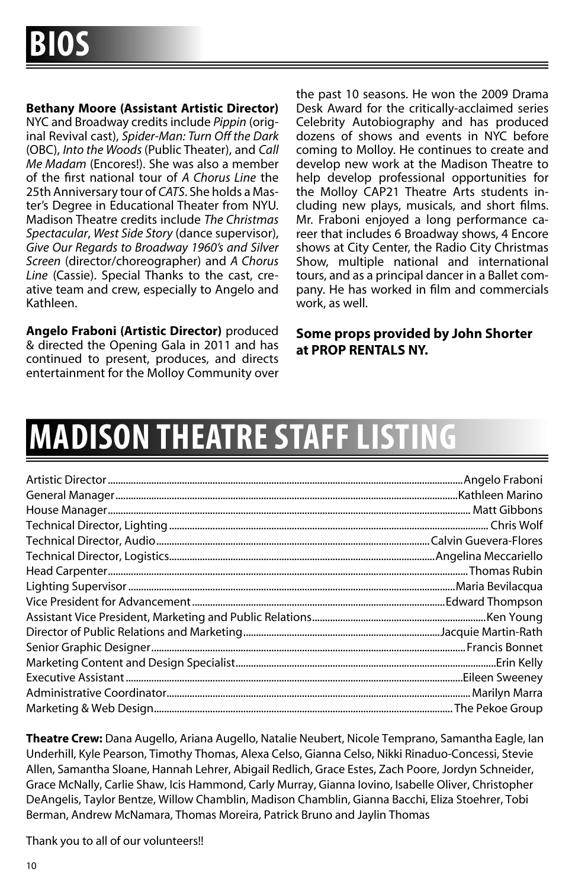# BIOS

**Bethany Moore (Assistant Artistic Director)** NYC and Broadway credits include *Pippin* (original Revival cast), *Spider-Man: Turn Off the Dark* (OBC), *Into the Woods* (Public Theater), and *Call Me Madam* (Encores!). She was also a member of the first national tour of *A Chorus Line* the 25th Anniversary tour of *CATS*. She holds a Master's Degree in Educational Theater from NYU. Madison Theatre credits include *The Christmas Spectacular*, *West Side Story* (dance supervisor), *Give Our Regards to Broadway 1960's and Silver Screen* (director/choreographer) and *A Chorus Line* (Cassie). Special Thanks to the cast, creative team and crew, especially to Angelo and Kathleen.

**Angelo Fraboni (Artistic Director)** produced & directed the Opening Gala in 2011 and has continued to present, produces, and directs entertainment for the Molloy Community over the past 10 seasons. He won the 2009 Drama Desk Award for the critically-acclaimed series Celebrity Autobiography and has produced dozens of shows and events in NYC before coming to Molloy. He continues to create and develop new work at the Madison Theatre to help develop professional opportunities for the Molloy CAP21 Theatre Arts students including new plays, musicals, and short films. Mr. Fraboni enjoyed a long performance career that includes 6 Broadway shows, 4 Encore shows at City Center, the Radio City Christmas Show, multiple national and international tours, and as a principal dancer in a Ballet company. He has worked in film and commercials work, as well.

**Some props provided by John Shorter at PROP RENTALS NY.**

# MADISON THEATRE STAFF LISTING

| | |
|---|---|
| Artistic Director | Angelo Fraboni |
| General Manager | Kathleen Marino |
| House Manager | Matt Gibbons |
| Technical Director, Lighting | Chris Wolf |
| Technical Director, Audio | Calvin Guevera-Flores |
| Technical Director, Logistics | Angelina Meccariello |
| Head Carpenter | Thomas Rubin |
| Lighting Supervisor | Maria Bevilacqua |
| Vice President for Advancement | Edward Thompson |
| Assistant Vice President, Marketing and Public Relations | Ken Young |
| Director of Public Relations and Marketing | Jacquie Martin-Rath |
| Senior Graphic Designer | Francis Bonnet |
| Marketing Content and Design Specialist | Erin Kelly |
| Executive Assistant | Eileen Sweeney |
| Administrative Coordinator | Marilyn Marra |
| Marketing & Web Design | The Pekoe Group |

**Theatre Crew:** Dana Augello, Ariana Augello, Natalie Neubert, Nicole Temprano, Samantha Eagle, Ian Underhill, Kyle Pearson, Timothy Thomas, Alexa Celso, Gianna Celso, Nikki Rinaduo-Concessi, Stevie Allen, Samantha Sloane, Hannah Lehrer, Abigail Redlich, Grace Estes, Zach Poore, Jordyn Schneider, Grace McNally, Carlie Shaw, Icis Hammond, Carly Murray, Gianna Iovino, Isabelle Oliver, Christopher DeAngelis, Taylor Bentze, Willow Chamblin, Madison Chamblin, Gianna Bacchi, Eliza Stoehrer, Tobi Berman, Andrew McNamara, Thomas Moreira, Patrick Bruno and Jaylin Thomas

Thank you to all of our volunteers!!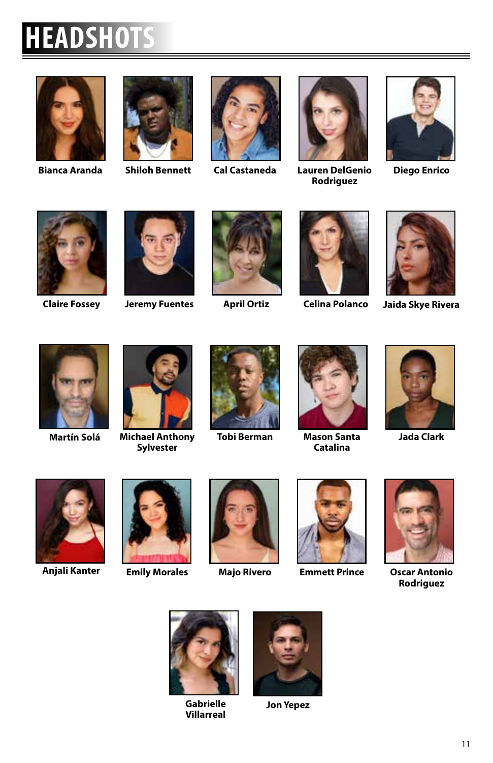# HEADSHOTS

Bianca Aranda

Shiloh Bennett

Cal Castaneda

Lauren DelGenio Rodriguez

Diego Enrico

Claire Fossey

Jeremy Fuentes

April Ortiz

Celina Polanco

Jaida Skye Rivera

Martín Solá

Michael Anthony Sylvester

Tobi Berman

Mason Santa Catalina

Jada Clark

Anjali Kanter

Emily Morales

Majo Rivero

Emmett Prince

Oscar Antonio Rodriguez

Gabrielle Villarreal

Jon Yepez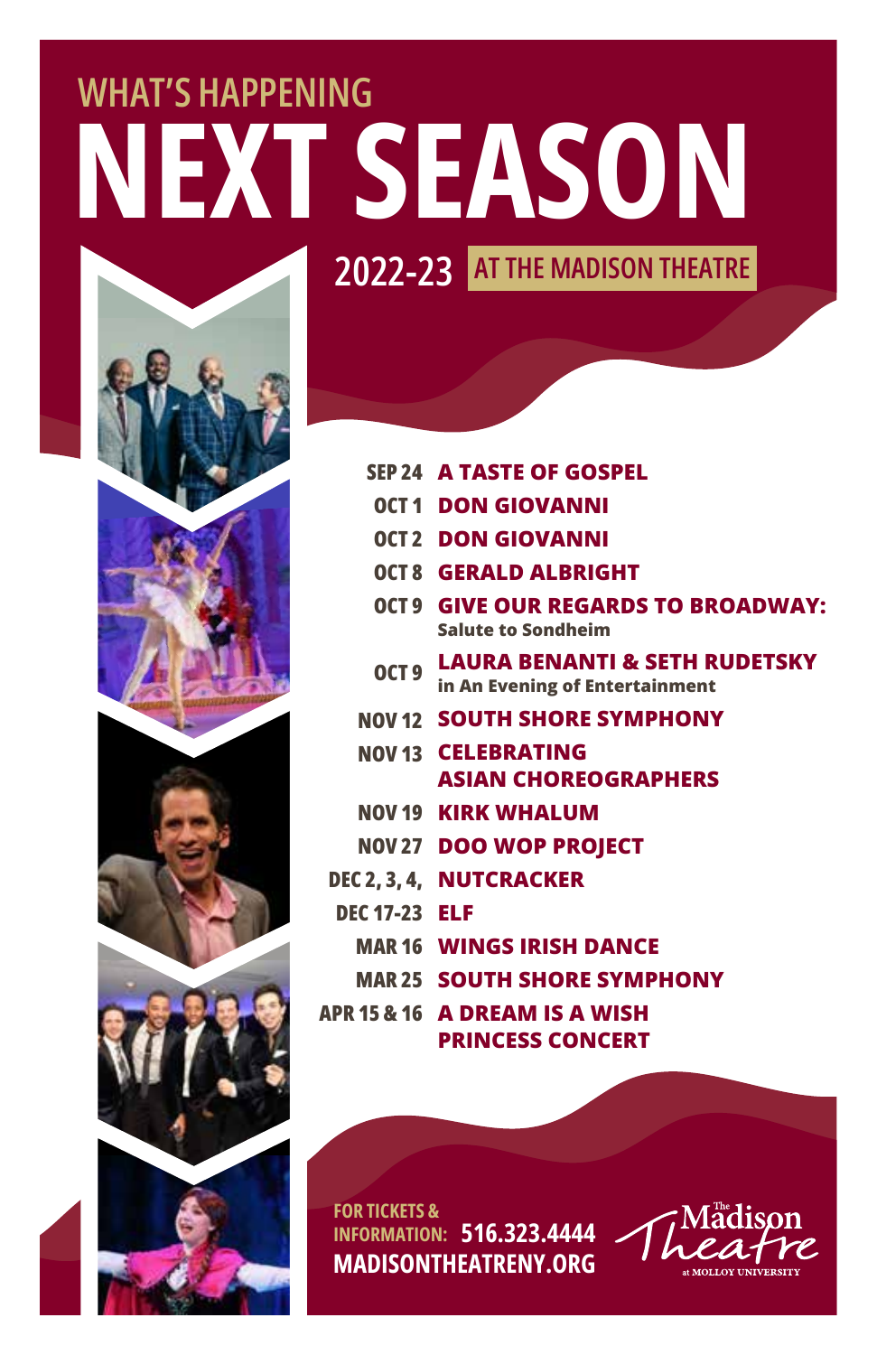## WHAT'S HAPPENING

# NEXT SEASON

## 2022-23 AT THE MADISON THEATRE

| | |
|---|---|
| SEP 24 | **A TASTE OF GOSPEL** |
| OCT 1 | **DON GIOVANNI** |
| OCT 2 | **DON GIOVANNI** |
| OCT 8 | **GERALD ALBRIGHT** |
| OCT 9 | **GIVE OUR REGARDS TO BROADWAY:** Salute to Sondheim |
| OCT 9 | **LAURA BENANTI & SETH RUDETSKY** in An Evening of Entertainment |
| NOV 12 | **SOUTH SHORE SYMPHONY** |
| NOV 13 | **CELEBRATING ASIAN CHOREOGRAPHERS** |
| NOV 19 | **KIRK WHALUM** |
| NOV 27 | **DOO WOP PROJECT** |
| DEC 2, 3, 4, | **NUTCRACKER** |
| DEC 17-23 | **ELF** |
| MAR 16 | **WINGS IRISH DANCE** |
| MAR 25 | **SOUTH SHORE SYMPHONY** |
| APR 15 & 16 | **A DREAM IS A WISH PRINCESS CONCERT** |

FOR TICKETS & INFORMATION: **516.323.4444**
**MADISONTHEATRENY.ORG**

The Madison Theatre at MOLLOY UNIVERSITY